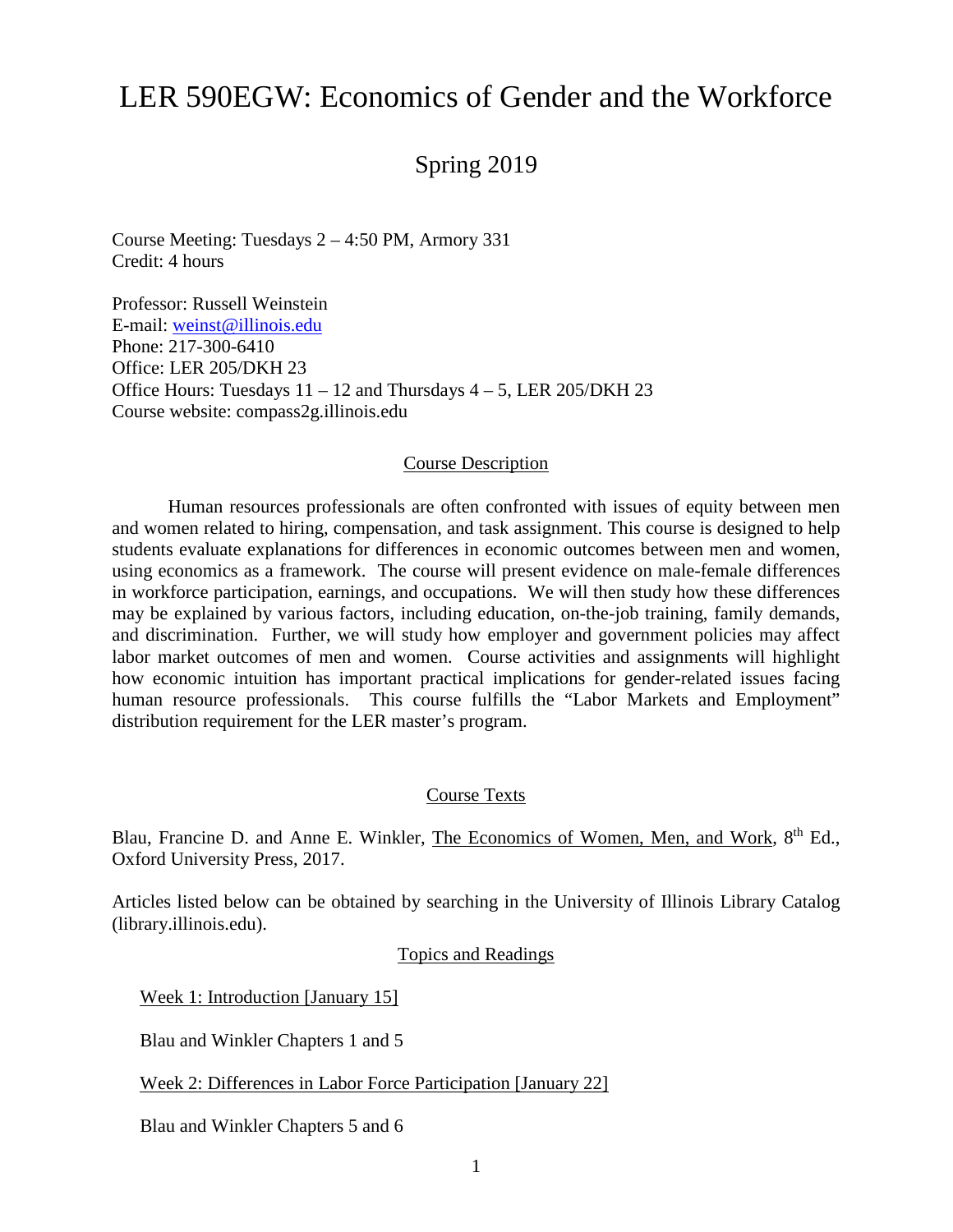# LER 590EGW: Economics of Gender and the Workforce

## Spring 2019

Course Meeting: Tuesdays 2 – 4:50 PM, Armory 331
Credit: 4 hours

Professor: Russell Weinstein
E-mail: weinst@illinois.edu
Phone: 217-300-6410
Office: LER 205/DKH 23
Office Hours: Tuesdays 11 – 12 and Thursdays 4 – 5, LER 205/DKH 23
Course website: compass2g.illinois.edu

### Course Description

Human resources professionals are often confronted with issues of equity between men and women related to hiring, compensation, and task assignment. This course is designed to help students evaluate explanations for differences in economic outcomes between men and women, using economics as a framework. The course will present evidence on male-female differences in workforce participation, earnings, and occupations. We will then study how these differences may be explained by various factors, including education, on-the-job training, family demands, and discrimination. Further, we will study how employer and government policies may affect labor market outcomes of men and women. Course activities and assignments will highlight how economic intuition has important practical implications for gender-related issues facing human resource professionals. This course fulfills the "Labor Markets and Employment" distribution requirement for the LER master's program.

### Course Texts

Blau, Francine D. and Anne E. Winkler, The Economics of Women, Men, and Work, 8th Ed., Oxford University Press, 2017.

Articles listed below can be obtained by searching in the University of Illinois Library Catalog (library.illinois.edu).

### Topics and Readings

Week 1: Introduction [January 15]

Blau and Winkler Chapters 1 and 5

Week 2: Differences in Labor Force Participation [January 22]

Blau and Winkler Chapters 5 and 6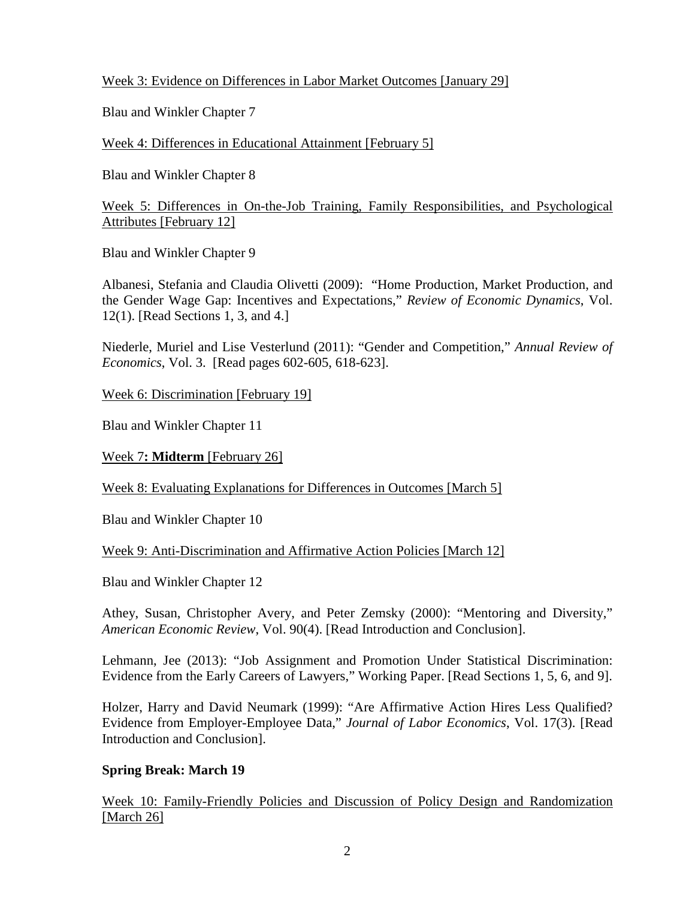Week 3: Evidence on Differences in Labor Market Outcomes [January 29]

Blau and Winkler Chapter 7

Week 4: Differences in Educational Attainment [February 5]

Blau and Winkler Chapter 8

Week 5: Differences in On-the-Job Training, Family Responsibilities, and Psychological Attributes [February 12]

Blau and Winkler Chapter 9

Albanesi, Stefania and Claudia Olivetti (2009): "Home Production, Market Production, and the Gender Wage Gap: Incentives and Expectations," *Review of Economic Dynamics*, Vol. 12(1). [Read Sections 1, 3, and 4.]

Niederle, Muriel and Lise Vesterlund (2011): "Gender and Competition," *Annual Review of Economics*, Vol. 3. [Read pages 602-605, 618-623].

Week 6: Discrimination [February 19]

Blau and Winkler Chapter 11

Week 7**: Midterm** [February 26]

Week 8: Evaluating Explanations for Differences in Outcomes [March 5]

Blau and Winkler Chapter 10

Week 9: Anti-Discrimination and Affirmative Action Policies [March 12]

Blau and Winkler Chapter 12

Athey, Susan, Christopher Avery, and Peter Zemsky (2000): "Mentoring and Diversity," *American Economic Review*, Vol. 90(4). [Read Introduction and Conclusion].

Lehmann, Jee (2013): "Job Assignment and Promotion Under Statistical Discrimination: Evidence from the Early Careers of Lawyers," Working Paper. [Read Sections 1, 5, 6, and 9].

Holzer, Harry and David Neumark (1999): "Are Affirmative Action Hires Less Qualified? Evidence from Employer-Employee Data," *Journal of Labor Economics*, Vol. 17(3). [Read Introduction and Conclusion].

**Spring Break: March 19**

Week 10: Family-Friendly Policies and Discussion of Policy Design and Randomization [March 26]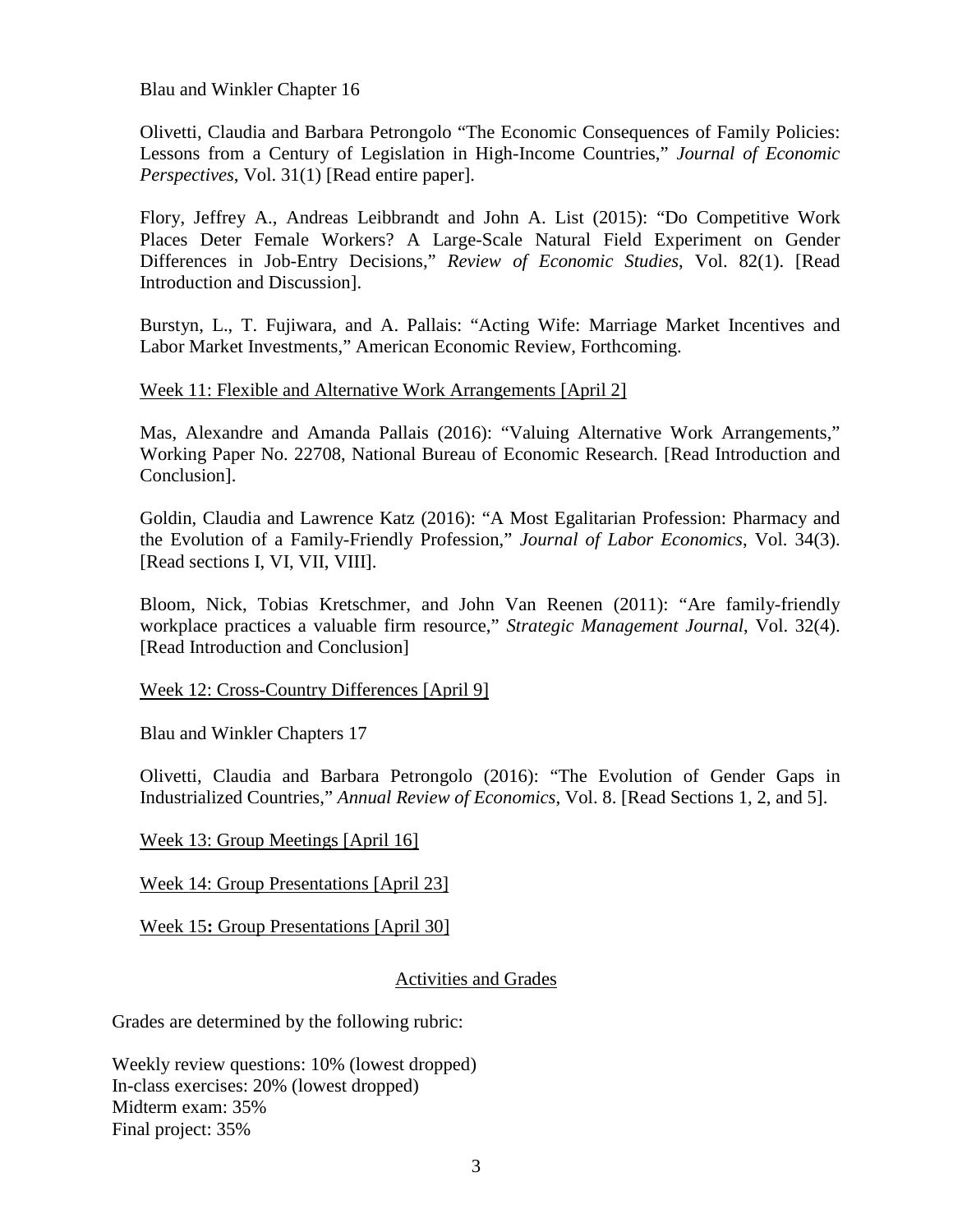Blau and Winkler Chapter 16

Olivetti, Claudia and Barbara Petrongolo "The Economic Consequences of Family Policies: Lessons from a Century of Legislation in High-Income Countries," *Journal of Economic Perspectives*, Vol. 31(1) [Read entire paper].

Flory, Jeffrey A., Andreas Leibbrandt and John A. List (2015): "Do Competitive Work Places Deter Female Workers? A Large-Scale Natural Field Experiment on Gender Differences in Job-Entry Decisions," *Review of Economic Studies*, Vol. 82(1). [Read Introduction and Discussion].

Burstyn, L., T. Fujiwara, and A. Pallais: "Acting Wife: Marriage Market Incentives and Labor Market Investments," American Economic Review, Forthcoming.

<u>Week 11: Flexible and Alternative Work Arrangements [April 2]</u>

Mas, Alexandre and Amanda Pallais (2016): "Valuing Alternative Work Arrangements," Working Paper No. 22708, National Bureau of Economic Research. [Read Introduction and Conclusion].

Goldin, Claudia and Lawrence Katz (2016): "A Most Egalitarian Profession: Pharmacy and the Evolution of a Family-Friendly Profession," *Journal of Labor Economics*, Vol. 34(3). [Read sections I, VI, VII, VIII].

Bloom, Nick, Tobias Kretschmer, and John Van Reenen (2011): "Are family-friendly workplace practices a valuable firm resource," *Strategic Management Journal*, Vol. 32(4). [Read Introduction and Conclusion]

<u>Week 12: Cross-Country Differences [April 9]</u>

Blau and Winkler Chapters 17

Olivetti, Claudia and Barbara Petrongolo (2016): "The Evolution of Gender Gaps in Industrialized Countries," *Annual Review of Economics*, Vol. 8. [Read Sections 1, 2, and 5].

<u>Week 13: Group Meetings [April 16]</u>

<u>Week 14: Group Presentations [April 23]</u>

<u>Week 15**:** Group Presentations [April 30]</u>

## Activities and Grades

Grades are determined by the following rubric:

Weekly review questions: 10% (lowest dropped)
In-class exercises: 20% (lowest dropped)
Midterm exam: 35%
Final project: 35%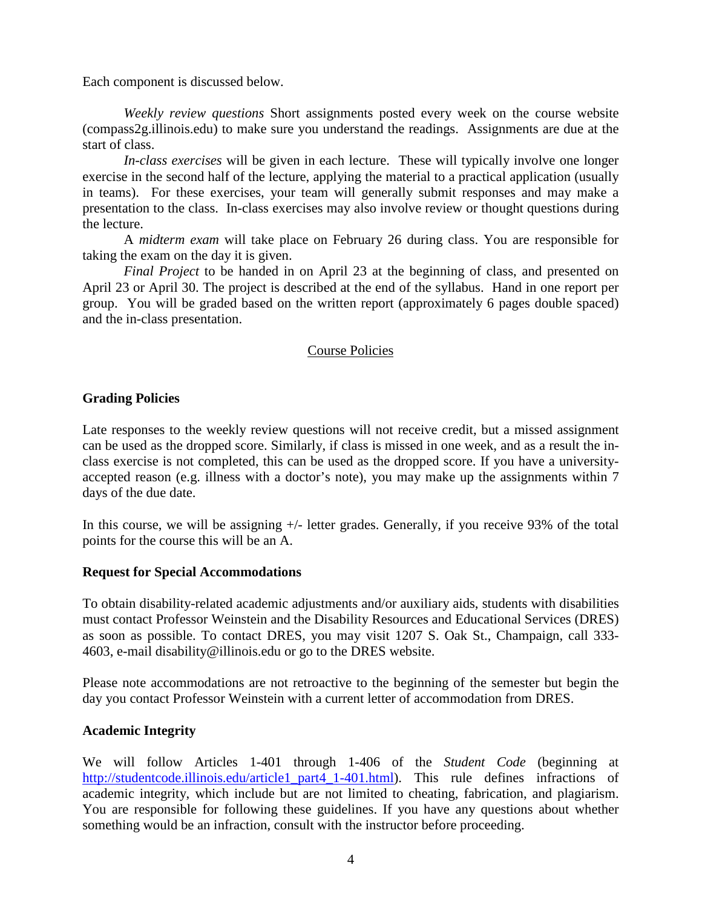Each component is discussed below.

*Weekly review questions* Short assignments posted every week on the course website (compass2g.illinois.edu) to make sure you understand the readings. Assignments are due at the start of class.

*In-class exercises* will be given in each lecture. These will typically involve one longer exercise in the second half of the lecture, applying the material to a practical application (usually in teams). For these exercises, your team will generally submit responses and may make a presentation to the class. In-class exercises may also involve review or thought questions during the lecture.

A *midterm exam* will take place on February 26 during class. You are responsible for taking the exam on the day it is given.

*Final Project* to be handed in on April 23 at the beginning of class, and presented on April 23 or April 30. The project is described at the end of the syllabus. Hand in one report per group. You will be graded based on the written report (approximately 6 pages double spaced) and the in-class presentation.

## Course Policies

### Grading Policies

Late responses to the weekly review questions will not receive credit, but a missed assignment can be used as the dropped score. Similarly, if class is missed in one week, and as a result the in-class exercise is not completed, this can be used as the dropped score. If you have a university-accepted reason (e.g. illness with a doctor's note), you may make up the assignments within 7 days of the due date.

In this course, we will be assigning +/- letter grades. Generally, if you receive 93% of the total points for the course this will be an A.

### Request for Special Accommodations

To obtain disability-related academic adjustments and/or auxiliary aids, students with disabilities must contact Professor Weinstein and the Disability Resources and Educational Services (DRES) as soon as possible. To contact DRES, you may visit 1207 S. Oak St., Champaign, call 333-4603, e-mail disability@illinois.edu or go to the DRES website.

Please note accommodations are not retroactive to the beginning of the semester but begin the day you contact Professor Weinstein with a current letter of accommodation from DRES.

### Academic Integrity

We will follow Articles 1-401 through 1-406 of the *Student Code* (beginning at [http://studentcode.illinois.edu/article1_part4_1-401.html](http://studentcode.illinois.edu/article1_part4_1-401.html)). This rule defines infractions of academic integrity, which include but are not limited to cheating, fabrication, and plagiarism. You are responsible for following these guidelines. If you have any questions about whether something would be an infraction, consult with the instructor before proceeding.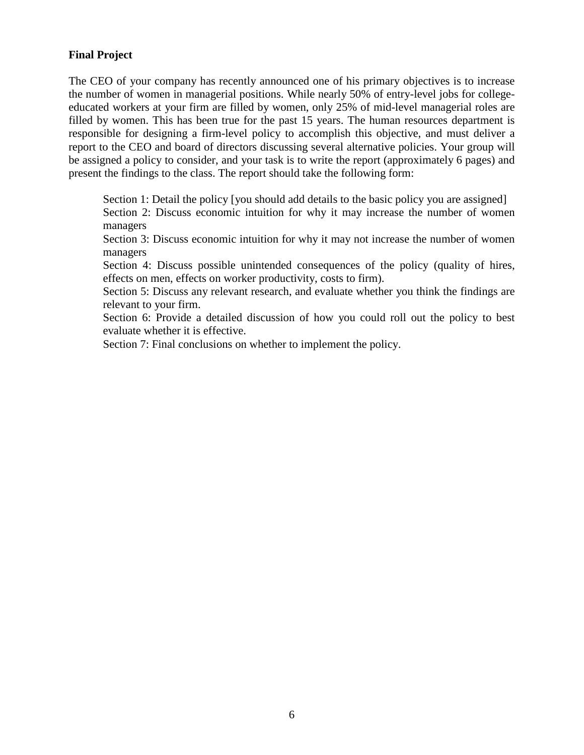**Final Project**

The CEO of your company has recently announced one of his primary objectives is to increase the number of women in managerial positions. While nearly 50% of entry-level jobs for college-educated workers at your firm are filled by women, only 25% of mid-level managerial roles are filled by women. This has been true for the past 15 years. The human resources department is responsible for designing a firm-level policy to accomplish this objective, and must deliver a report to the CEO and board of directors discussing several alternative policies. Your group will be assigned a policy to consider, and your task is to write the report (approximately 6 pages) and present the findings to the class. The report should take the following form:

> Section 1: Detail the policy [you should add details to the basic policy you are assigned]
>
> Section 2: Discuss economic intuition for why it may increase the number of women managers
>
> Section 3: Discuss economic intuition for why it may not increase the number of women managers
>
> Section 4: Discuss possible unintended consequences of the policy (quality of hires, effects on men, effects on worker productivity, costs to firm).
>
> Section 5: Discuss any relevant research, and evaluate whether you think the findings are relevant to your firm.
>
> Section 6: Provide a detailed discussion of how you could roll out the policy to best evaluate whether it is effective.
>
> Section 7: Final conclusions on whether to implement the policy.